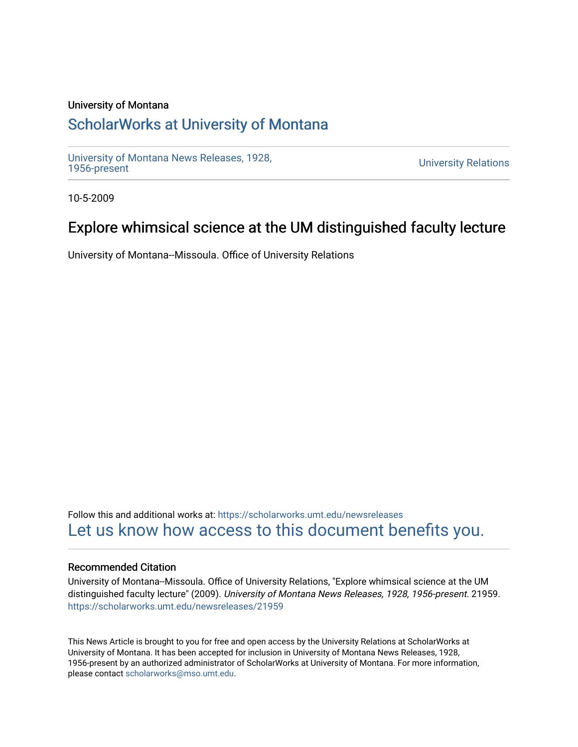University of Montana

# ScholarWorks at University of Montana

University of Montana News Releases, 1928, 1956-present

University Relations

10-5-2009

## Explore whimsical science at the UM distinguished faculty lecture

University of Montana--Missoula. Office of University Relations

Follow this and additional works at: https://scholarworks.umt.edu/newsreleases

Let us know how access to this document benefits you.

### Recommended Citation

University of Montana--Missoula. Office of University Relations, "Explore whimsical science at the UM distinguished faculty lecture" (2009). *University of Montana News Releases, 1928, 1956-present*. 21959. https://scholarworks.umt.edu/newsreleases/21959

This News Article is brought to you for free and open access by the University Relations at ScholarWorks at University of Montana. It has been accepted for inclusion in University of Montana News Releases, 1928, 1956-present by an authorized administrator of ScholarWorks at University of Montana. For more information, please contact scholarworks@mso.umt.edu.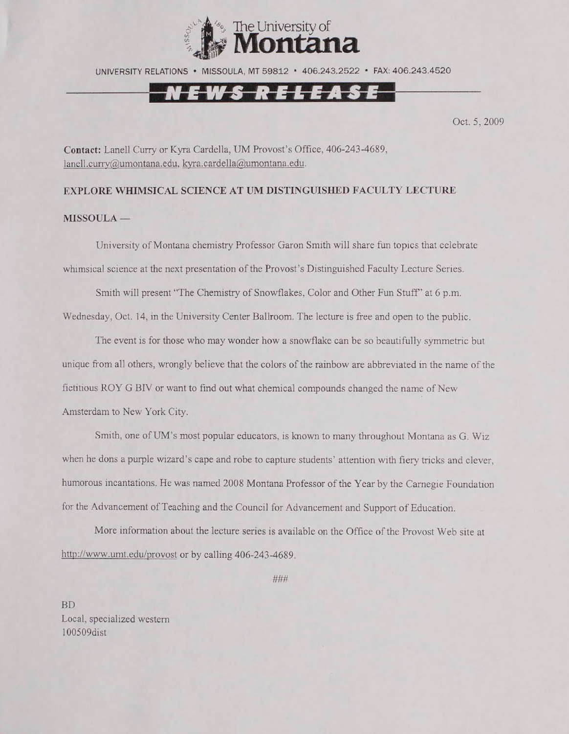The University of **Montana**

UNIVERSITY RELATIONS • MISSOULA, MT 59812 • 406.243.2522 • FAX: 406.243.4520

**NEWS RELEASE**

Oct. 5, 2009

**Contact:** Lanell Curry or Kyra Cardella, UM Provost's Office, 406-243-4689, lanell.curry@umontana.edu, kyra.cardella@umontana.edu.

**EXPLORE WHIMSICAL SCIENCE AT UM DISTINGUISHED FACULTY LECTURE**

**MISSOULA —**

University of Montana chemistry Professor Garon Smith will share fun topics that celebrate whimsical science at the next presentation of the Provost's Distinguished Faculty Lecture Series.

Smith will present "The Chemistry of Snowflakes, Color and Other Fun Stuff" at 6 p.m. Wednesday, Oct. 14, in the University Center Ballroom. The lecture is free and open to the public.

The event is for those who may wonder how a snowflake can be so beautifully symmetric but unique from all others, wrongly believe that the colors of the rainbow are abbreviated in the name of the fictitious ROY G BIV or want to find out what chemical compounds changed the name of New Amsterdam to New York City.

Smith, one of UM's most popular educators, is known to many throughout Montana as G. Wiz when he dons a purple wizard's cape and robe to capture students' attention with fiery tricks and clever, humorous incantations. He was named 2008 Montana Professor of the Year by the Carnegie Foundation for the Advancement of Teaching and the Council for Advancement and Support of Education.

More information about the lecture series is available on the Office of the Provost Web site at http://www.umt.edu/provost or by calling 406-243-4689.

###

BD
Local, specialized western
100509dist